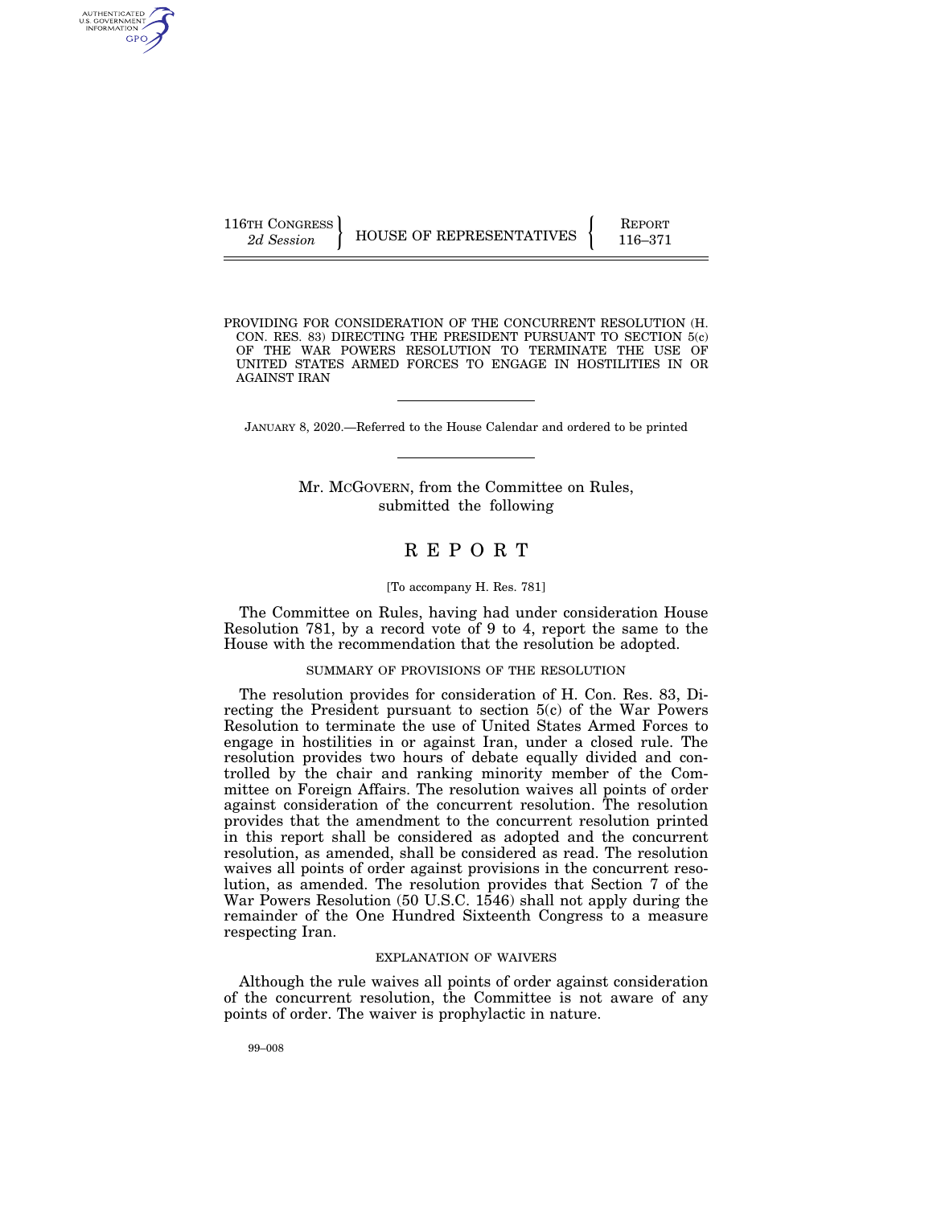116TH CONGRESS
*2d Session*

HOUSE OF REPRESENTATIVES

REPORT
116–371

PROVIDING FOR CONSIDERATION OF THE CONCURRENT RESOLUTION (H. CON. RES. 83) DIRECTING THE PRESIDENT PURSUANT TO SECTION 5(c) OF THE WAR POWERS RESOLUTION TO TERMINATE THE USE OF UNITED STATES ARMED FORCES TO ENGAGE IN HOSTILITIES IN OR AGAINST IRAN

JANUARY 8, 2020.—Referred to the House Calendar and ordered to be printed

Mr. MCGOVERN, from the Committee on Rules, submitted the following

# REPORT

[To accompany H. Res. 781]

The Committee on Rules, having had under consideration House Resolution 781, by a record vote of 9 to 4, report the same to the House with the recommendation that the resolution be adopted.

## SUMMARY OF PROVISIONS OF THE RESOLUTION

The resolution provides for consideration of H. Con. Res. 83, Directing the President pursuant to section 5(c) of the War Powers Resolution to terminate the use of United States Armed Forces to engage in hostilities in or against Iran, under a closed rule. The resolution provides two hours of debate equally divided and controlled by the chair and ranking minority member of the Committee on Foreign Affairs. The resolution waives all points of order against consideration of the concurrent resolution. The resolution provides that the amendment to the concurrent resolution printed in this report shall be considered as adopted and the concurrent resolution, as amended, shall be considered as read. The resolution waives all points of order against provisions in the concurrent resolution, as amended. The resolution provides that Section 7 of the War Powers Resolution (50 U.S.C. 1546) shall not apply during the remainder of the One Hundred Sixteenth Congress to a measure respecting Iran.

## EXPLANATION OF WAIVERS

Although the rule waives all points of order against consideration of the concurrent resolution, the Committee is not aware of any points of order. The waiver is prophylactic in nature.

99–008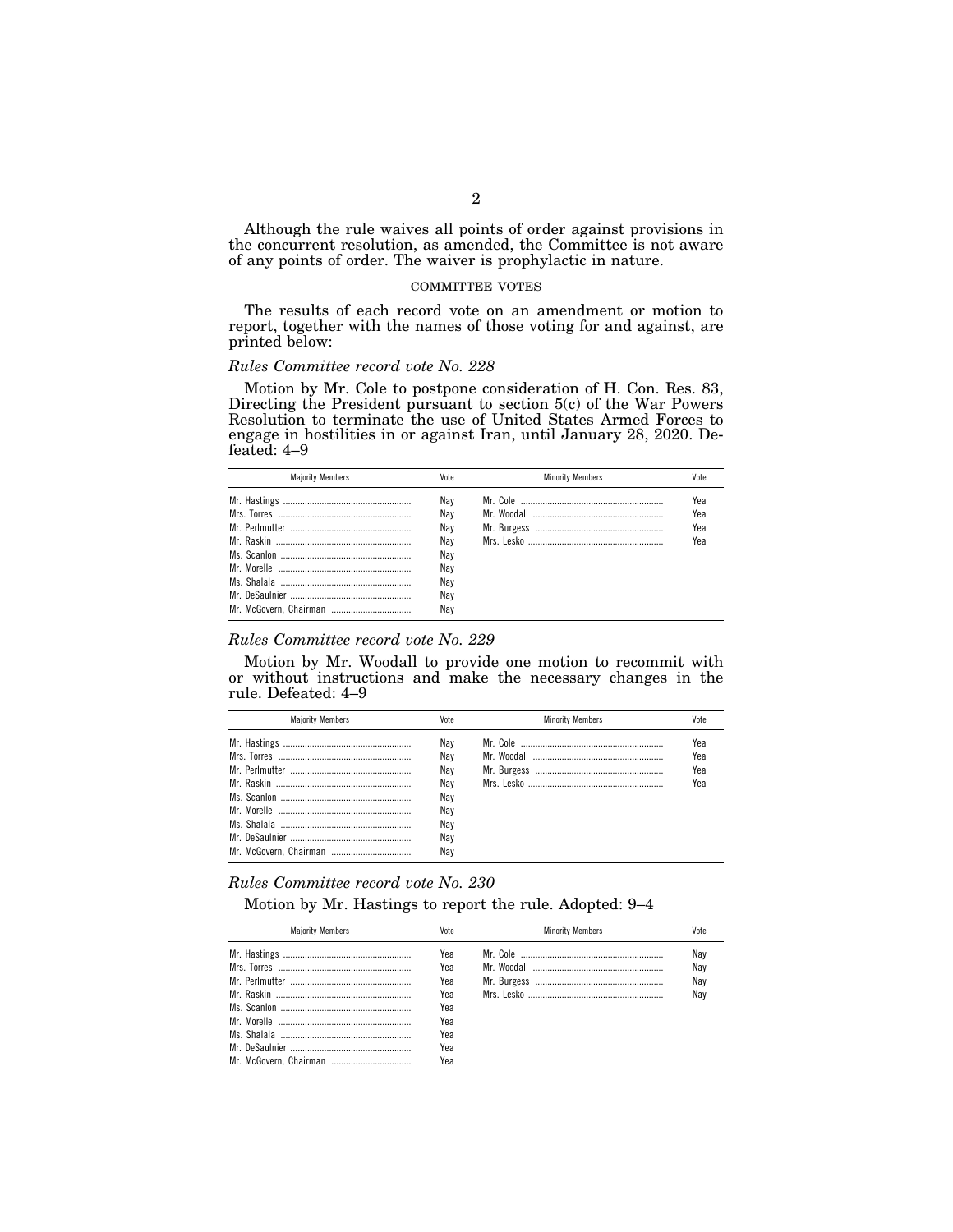Although the rule waives all points of order against provisions in the concurrent resolution, as amended, the Committee is not aware of any points of order. The waiver is prophylactic in nature.

COMMITTEE VOTES

The results of each record vote on an amendment or motion to report, together with the names of those voting for and against, are printed below:

*Rules Committee record vote No. 228*

Motion by Mr. Cole to postpone consideration of H. Con. Res. 83, Directing the President pursuant to section 5(c) of the War Powers Resolution to terminate the use of United States Armed Forces to engage in hostilities in or against Iran, until January 28, 2020. Defeated: 4–9

| Majority Members | Vote | Minority Members | Vote |
|---|---|---|---|
| Mr. Hastings | Nay | Mr. Cole | Yea |
| Mrs. Torres | Nay | Mr. Woodall | Yea |
| Mr. Perlmutter | Nay | Mr. Burgess | Yea |
| Mr. Raskin | Nay | Mrs. Lesko | Yea |
| Ms. Scanlon | Nay | | |
| Mr. Morelle | Nay | | |
| Ms. Shalala | Nay | | |
| Mr. DeSaulnier | Nay | | |
| Mr. McGovern, Chairman | Nay | | |

*Rules Committee record vote No. 229*

Motion by Mr. Woodall to provide one motion to recommit with or without instructions and make the necessary changes in the rule. Defeated: 4–9

| Majority Members | Vote | Minority Members | Vote |
|---|---|---|---|
| Mr. Hastings | Nay | Mr. Cole | Yea |
| Mrs. Torres | Nay | Mr. Woodall | Yea |
| Mr. Perlmutter | Nay | Mr. Burgess | Yea |
| Mr. Raskin | Nay | Mrs. Lesko | Yea |
| Ms. Scanlon | Nay | | |
| Mr. Morelle | Nay | | |
| Ms. Shalala | Nay | | |
| Mr. DeSaulnier | Nay | | |
| Mr. McGovern, Chairman | Nay | | |

*Rules Committee record vote No. 230*

Motion by Mr. Hastings to report the rule. Adopted: 9–4

| Majority Members | Vote | Minority Members | Vote |
|---|---|---|---|
| Mr. Hastings | Yea | Mr. Cole | Nay |
| Mrs. Torres | Yea | Mr. Woodall | Nay |
| Mr. Perlmutter | Yea | Mr. Burgess | Nay |
| Mr. Raskin | Yea | Mrs. Lesko | Nay |
| Ms. Scanlon | Yea | | |
| Mr. Morelle | Yea | | |
| Ms. Shalala | Yea | | |
| Mr. DeSaulnier | Yea | | |
| Mr. McGovern, Chairman | Yea | | |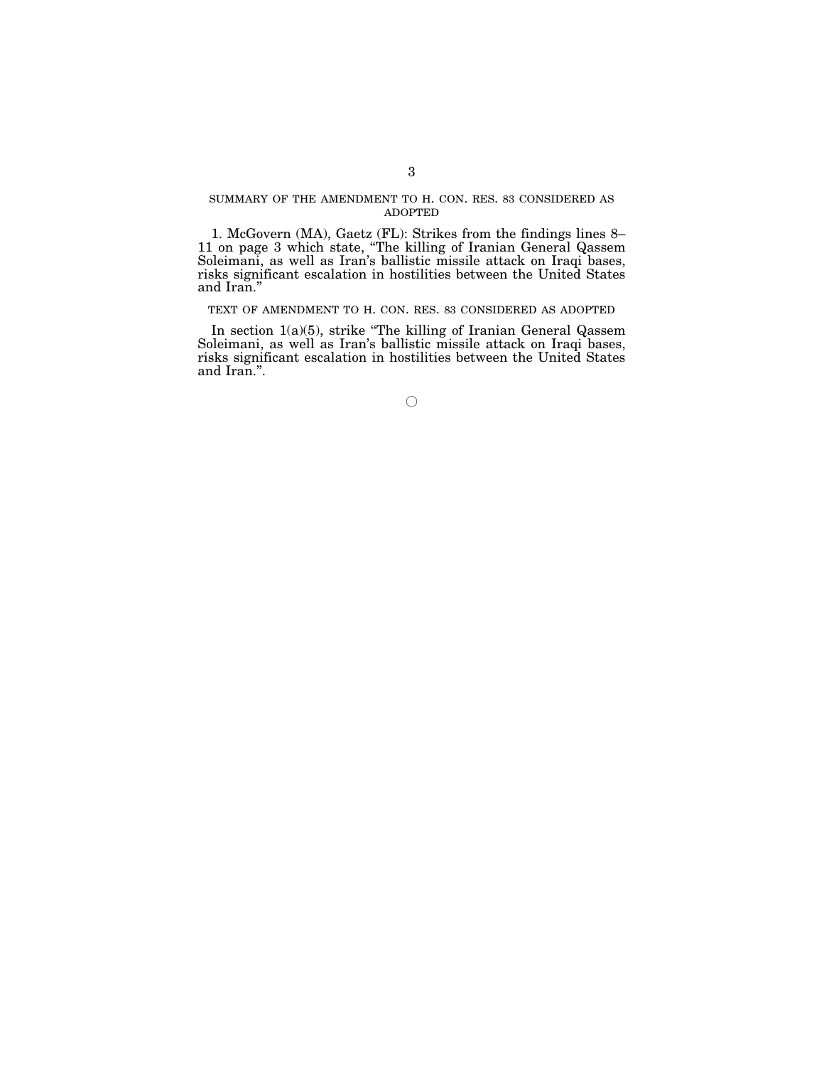## SUMMARY OF THE AMENDMENT TO H. CON. RES. 83 CONSIDERED AS ADOPTED

1. McGovern (MA), Gaetz (FL): Strikes from the findings lines 8–11 on page 3 which state, "The killing of Iranian General Qassem Soleimani, as well as Iran's ballistic missile attack on Iraqi bases, risks significant escalation in hostilities between the United States and Iran."

## TEXT OF AMENDMENT TO H. CON. RES. 83 CONSIDERED AS ADOPTED

In section 1(a)(5), strike "The killing of Iranian General Qassem Soleimani, as well as Iran's ballistic missile attack on Iraqi bases, risks significant escalation in hostilities between the United States and Iran.".

○